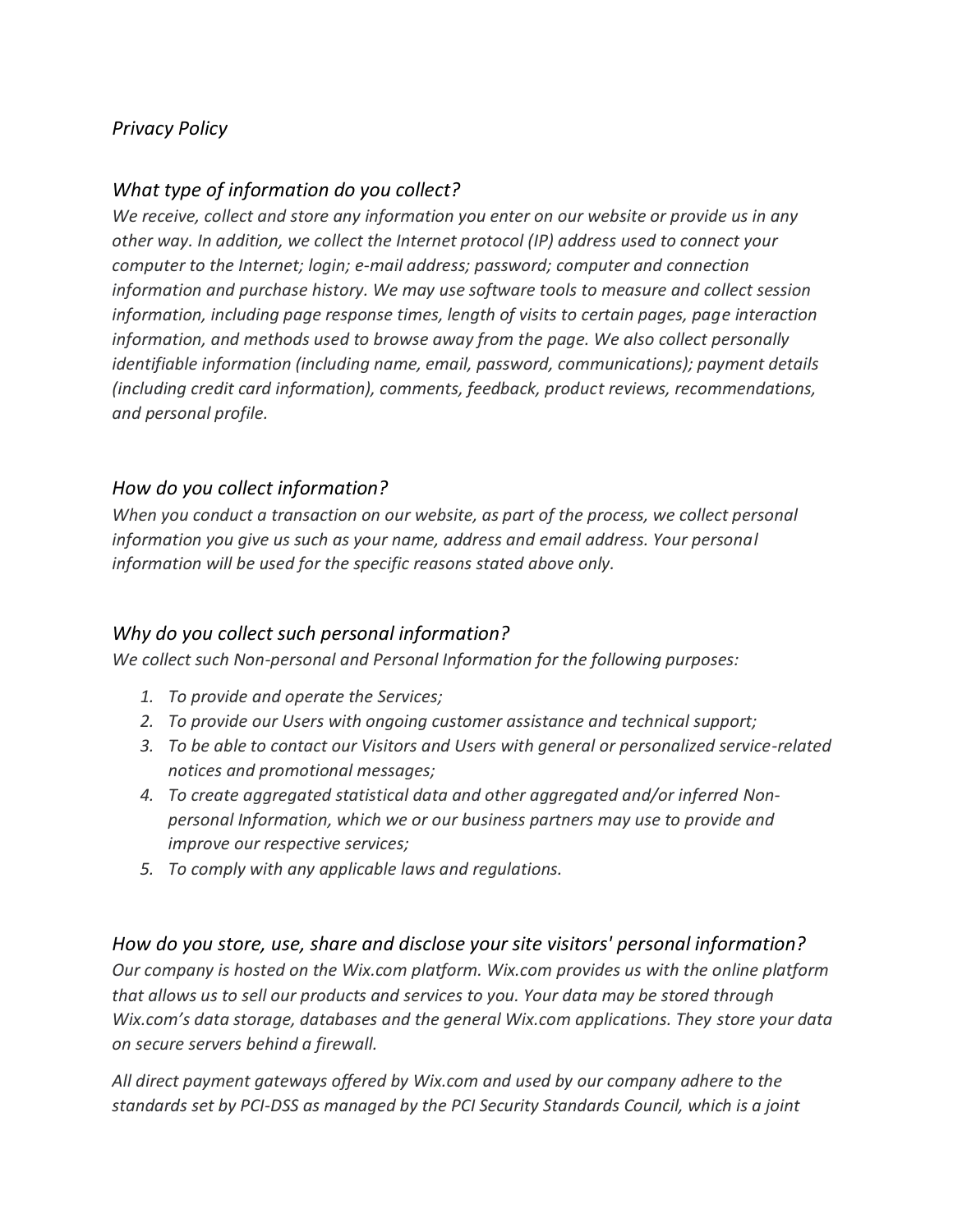# *Privacy Policy*

## *What type of information do you collect?*

*We receive, collect and store any information you enter on our website or provide us in any other way. In addition, we collect the Internet protocol (IP) address used to connect your computer to the Internet; login; e-mail address; password; computer and connection information and purchase history. We may use software tools to measure and collect session information, including page response times, length of visits to certain pages, page interaction information, and methods used to browse away from the page. We also collect personally identifiable information (including name, email, password, communications); payment details (including credit card information), comments, feedback, product reviews, recommendations, and personal profile.*

## *How do you collect information?*

*When you conduct a transaction on our website, as part of the process, we collect personal information you give us such as your name, address and email address. Your personal information will be used for the specific reasons stated above only.*

## *Why do you collect such personal information?*

*We collect such Non-personal and Personal Information for the following purposes:*

1. *To provide and operate the Services;*
2. *To provide our Users with ongoing customer assistance and technical support;*
3. *To be able to contact our Visitors and Users with general or personalized service-related notices and promotional messages;*
4. *To create aggregated statistical data and other aggregated and/or inferred Non-personal Information, which we or our business partners may use to provide and improve our respective services;*
5. *To comply with any applicable laws and regulations.*

## *How do you store, use, share and disclose your site visitors' personal information?*

*Our company is hosted on the Wix.com platform. Wix.com provides us with the online platform that allows us to sell our products and services to you. Your data may be stored through Wix.com's data storage, databases and the general Wix.com applications. They store your data on secure servers behind a firewall.*

*All direct payment gateways offered by Wix.com and used by our company adhere to the standards set by PCI-DSS as managed by the PCI Security Standards Council, which is a joint*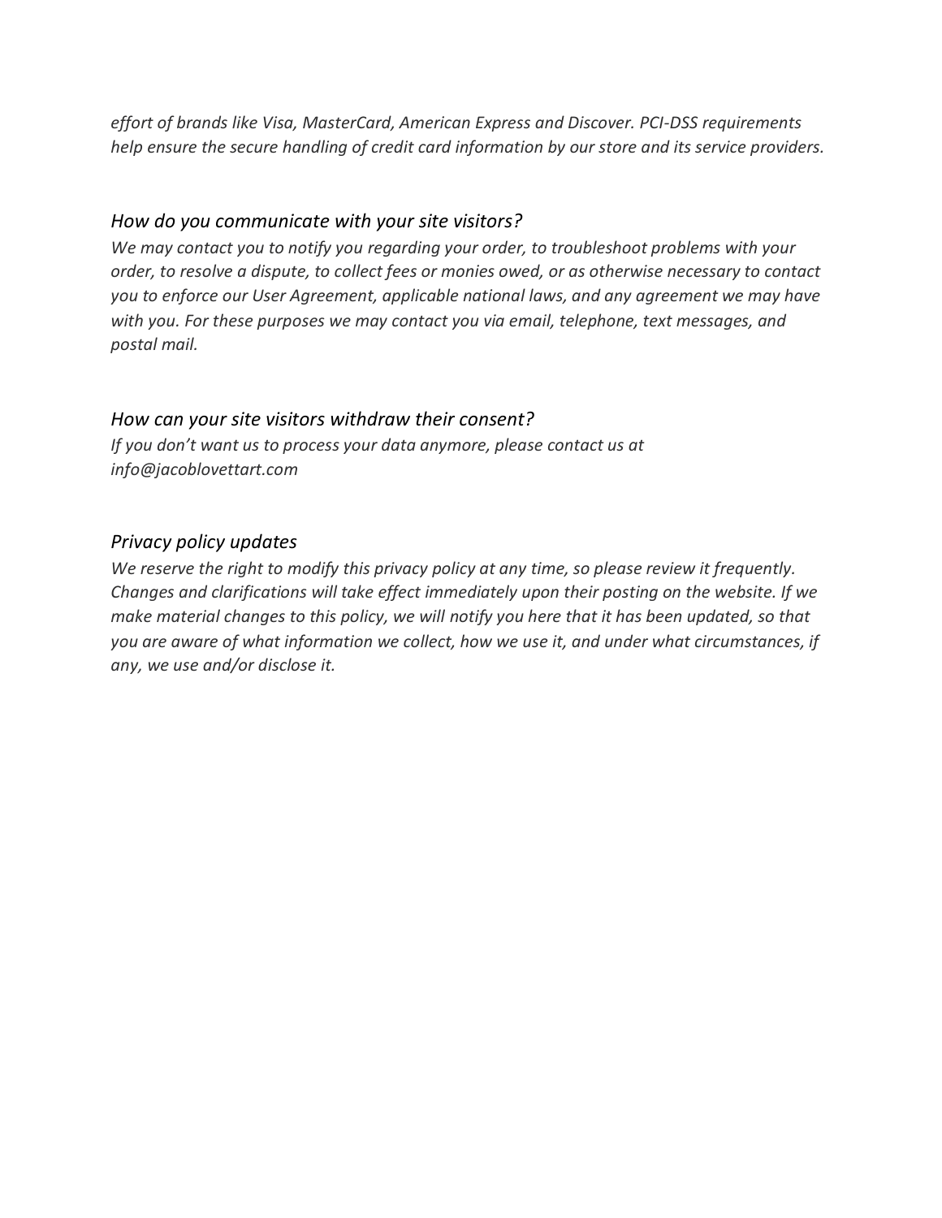*effort of brands like Visa, MasterCard, American Express and Discover. PCI-DSS requirements help ensure the secure handling of credit card information by our store and its service providers.*

## *How do you communicate with your site visitors?*

*We may contact you to notify you regarding your order, to troubleshoot problems with your order, to resolve a dispute, to collect fees or monies owed, or as otherwise necessary to contact you to enforce our User Agreement, applicable national laws, and any agreement we may have with you. For these purposes we may contact you via email, telephone, text messages, and postal mail.*

## *How can your site visitors withdraw their consent?*

*If you don't want us to process your data anymore, please contact us at info@jacoblovettart.com*

## *Privacy policy updates*

*We reserve the right to modify this privacy policy at any time, so please review it frequently. Changes and clarifications will take effect immediately upon their posting on the website. If we make material changes to this policy, we will notify you here that it has been updated, so that you are aware of what information we collect, how we use it, and under what circumstances, if any, we use and/or disclose it.*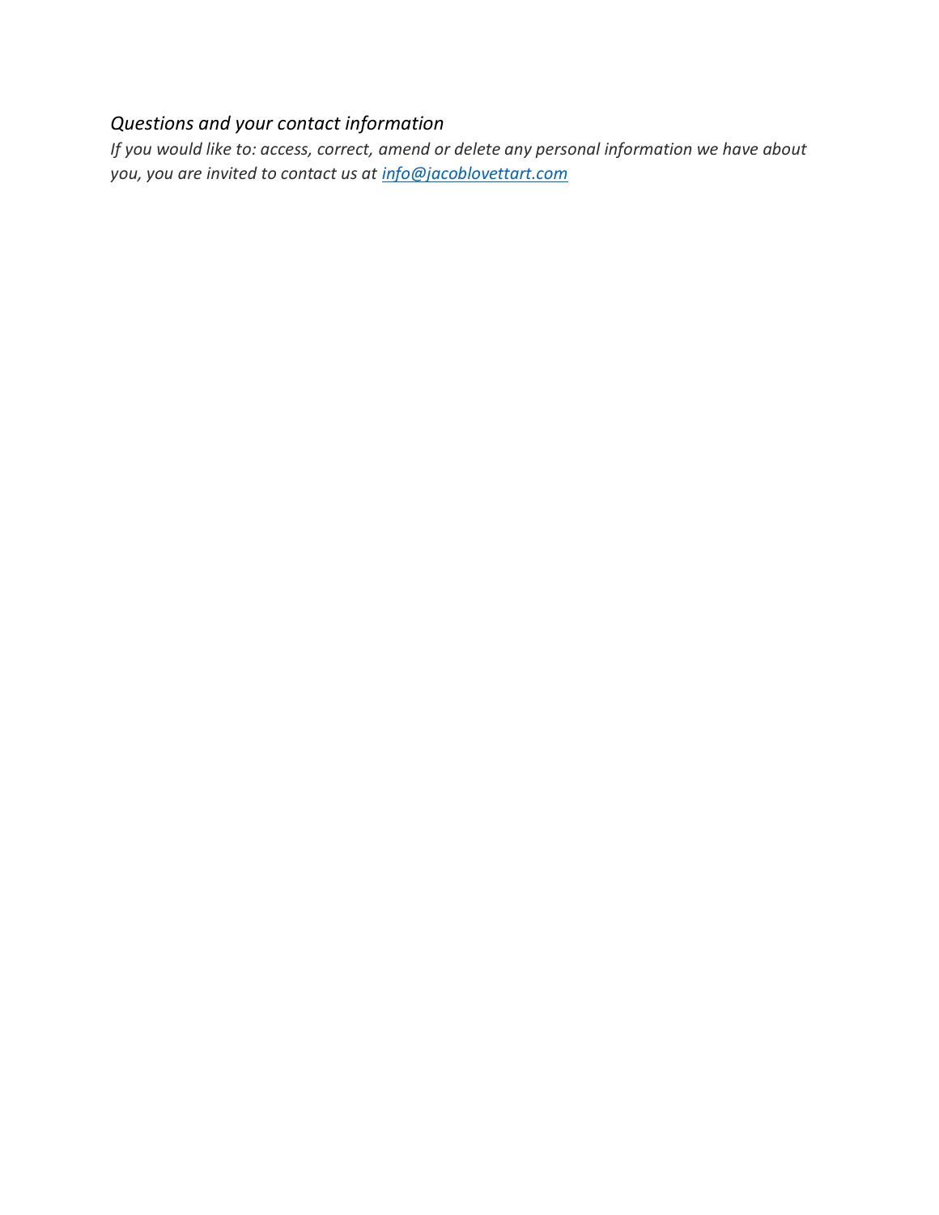### *Questions and your contact information*

*If you would like to: access, correct, amend or delete any personal information we have about you, you are invited to contact us at [info@jacoblovettart.com](mailto:info@jacoblovettart.com)*